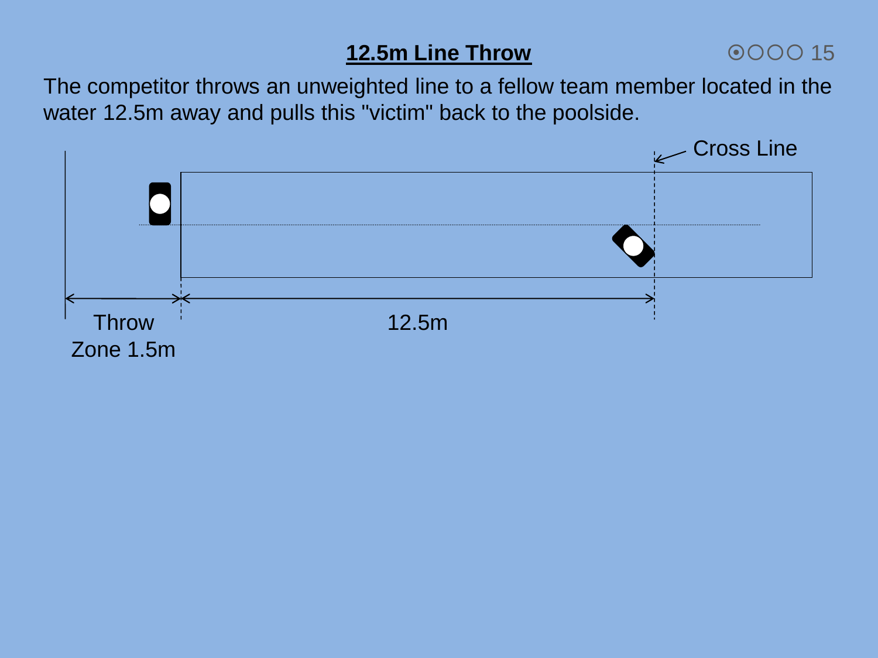# 12.5m Line Throw

The competitor throws an unweighted line to a fellow team member located in the water 12.5m away and pulls this "victim" back to the poolside.

Cross Line

Throw Zone 1.5m

12.5m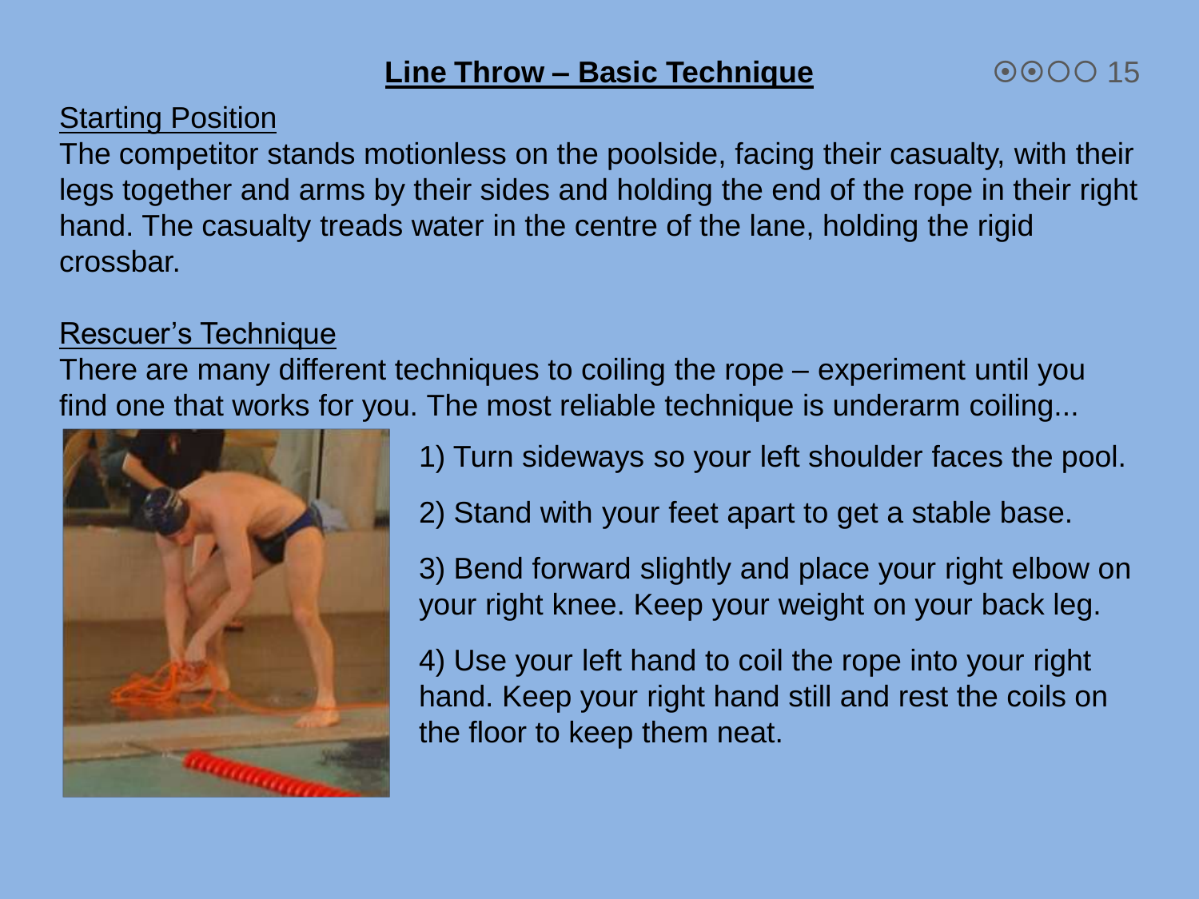# Line Throw – Basic Technique

## Starting Position

The competitor stands motionless on the poolside, facing their casualty, with their legs together and arms by their sides and holding the end of the rope in their right hand. The casualty treads water in the centre of the lane, holding the rigid crossbar.

## Rescuer's Technique

There are many different techniques to coiling the rope – experiment until you find one that works for you. The most reliable technique is underarm coiling...

1) Turn sideways so your left shoulder faces the pool.

2) Stand with your feet apart to get a stable base.

3) Bend forward slightly and place your right elbow on your right knee. Keep your weight on your back leg.

4) Use your left hand to coil the rope into your right hand. Keep your right hand still and rest the coils on the floor to keep them neat.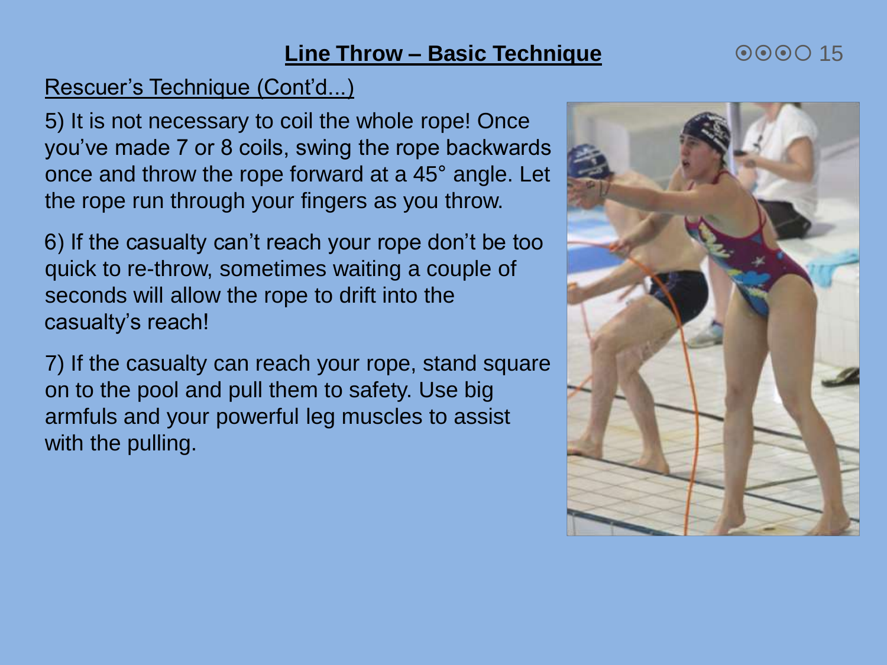## Line Throw – Basic Technique

Rescuer's Technique (Cont'd...)

5) It is not necessary to coil the whole rope! Once you've made 7 or 8 coils, swing the rope backwards once and throw the rope forward at a 45° angle. Let the rope run through your fingers as you throw.

6) If the casualty can't reach your rope don't be too quick to re-throw, sometimes waiting a couple of seconds will allow the rope to drift into the casualty's reach!

7) If the casualty can reach your rope, stand square on to the pool and pull them to safety. Use big armfuls and your powerful leg muscles to assist with the pulling.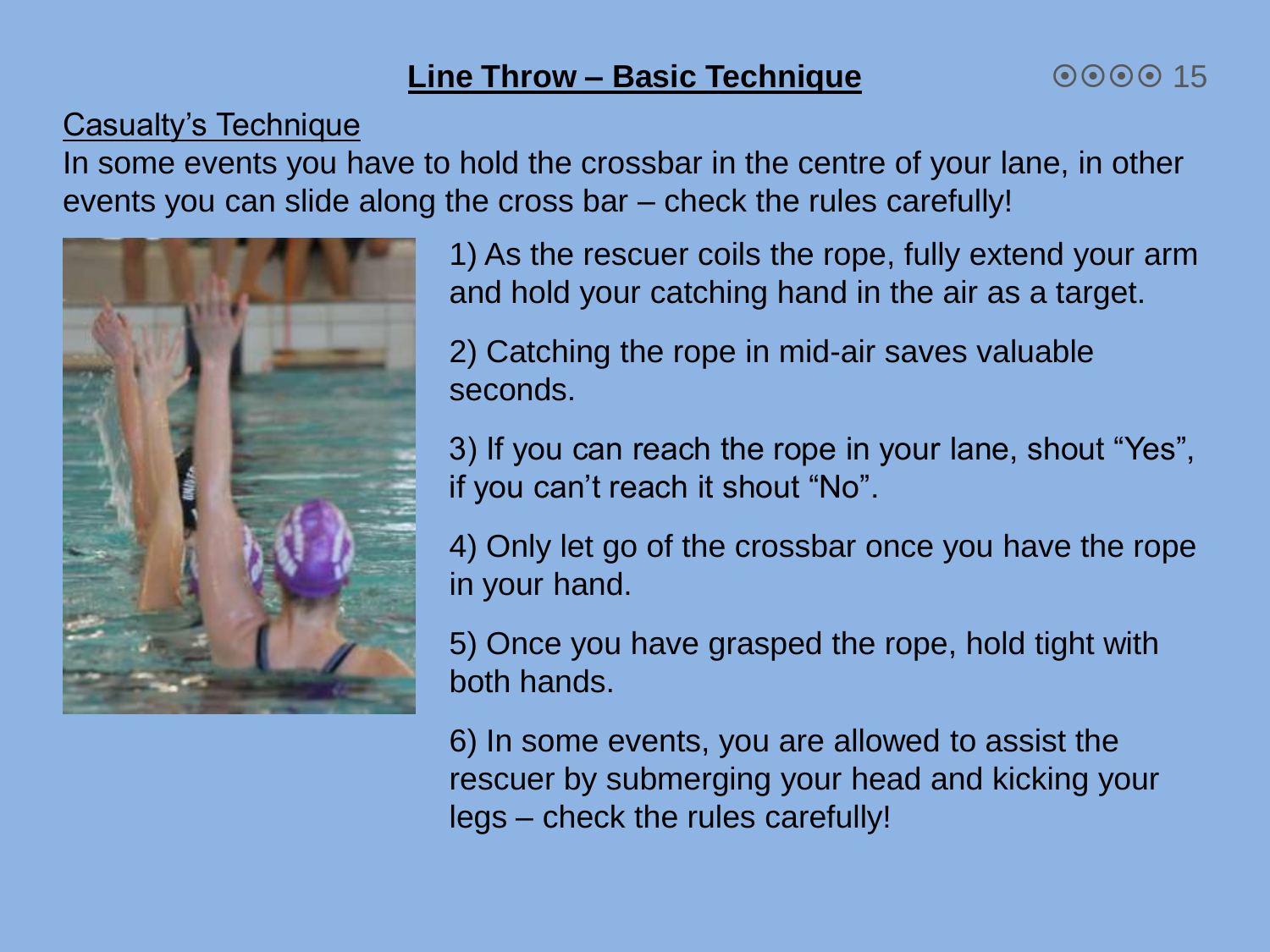# Line Throw – Basic Technique

## Casualty's Technique

In some events you have to hold the crossbar in the centre of your lane, in other events you can slide along the cross bar – check the rules carefully!

1) As the rescuer coils the rope, fully extend your arm and hold your catching hand in the air as a target.

2) Catching the rope in mid-air saves valuable seconds.

3) If you can reach the rope in your lane, shout "Yes", if you can't reach it shout "No".

4) Only let go of the crossbar once you have the rope in your hand.

5) Once you have grasped the rope, hold tight with both hands.

6) In some events, you are allowed to assist the rescuer by submerging your head and kicking your legs – check the rules carefully!